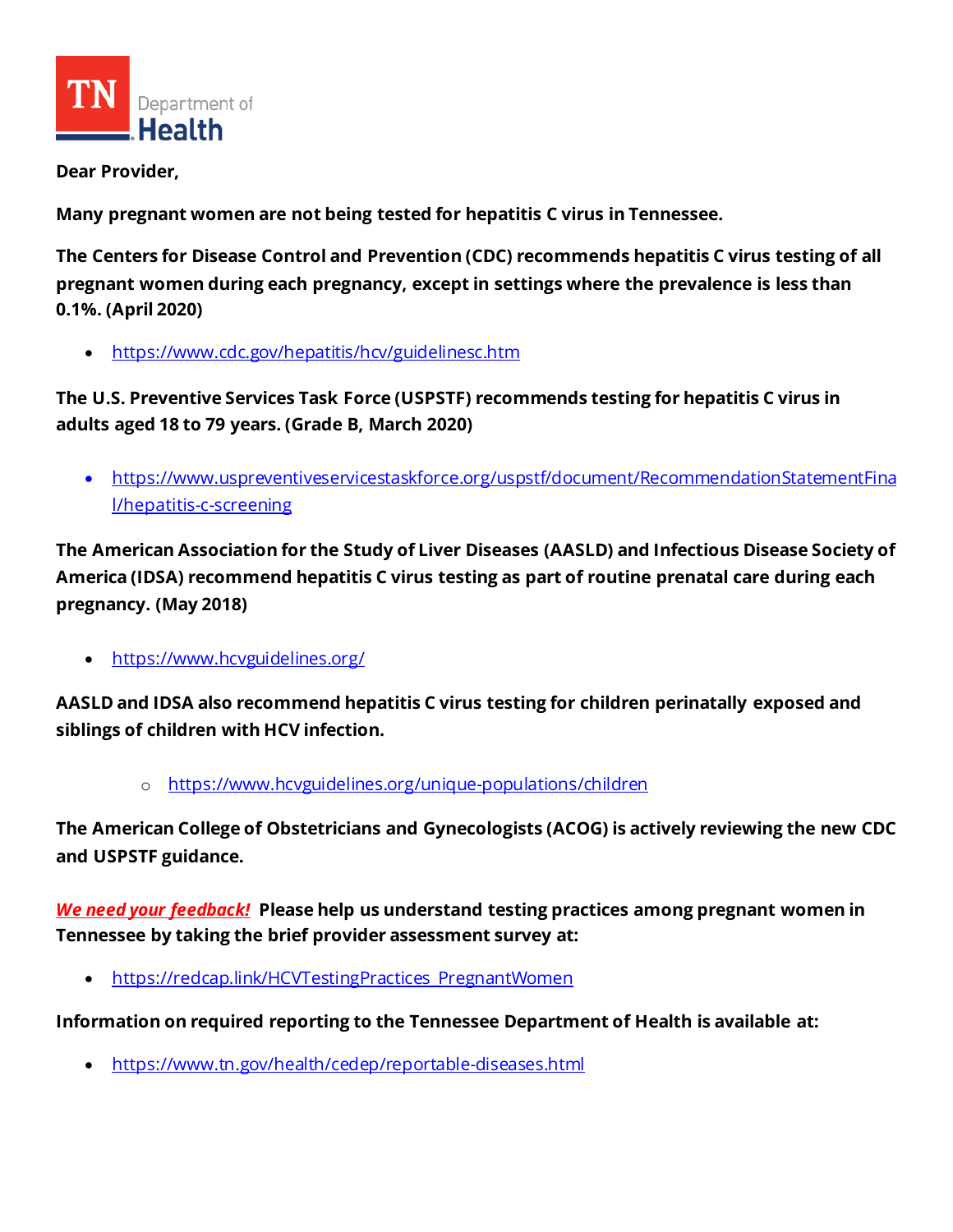TN Department of Health

**Dear Provider,**

**Many pregnant women are not being tested for hepatitis C virus in Tennessee.**

**The Centers for Disease Control and Prevention (CDC) recommends hepatitis C virus testing of all pregnant women during each pregnancy, except in settings where the prevalence is less than 0.1%. (April 2020)**

- https://www.cdc.gov/hepatitis/hcv/guidelinesc.htm

**The U.S. Preventive Services Task Force (USPSTF) recommends testing for hepatitis C virus in adults aged 18 to 79 years. (Grade B, March 2020)**

- https://www.uspreventiveservicestaskforce.org/uspstf/document/RecommendationStatementFinal/hepatitis-c-screening

**The American Association for the Study of Liver Diseases (AASLD) and Infectious Disease Society of America (IDSA) recommend hepatitis C virus testing as part of routine prenatal care during each pregnancy. (May 2018)**

- https://www.hcvguidelines.org/

**AASLD and IDSA also recommend hepatitis C virus testing for children perinatally exposed and siblings of children with HCV infection.**

  - https://www.hcvguidelines.org/unique-populations/children

**The American College of Obstetricians and Gynecologists (ACOG) is actively reviewing the new CDC and USPSTF guidance.**

***We need your feedback!*** **Please help us understand testing practices among pregnant women in Tennessee by taking the brief provider assessment survey at:**

- https://redcap.link/HCVTestingPractices_PregnantWomen

**Information on required reporting to the Tennessee Department of Health is available at:**

- https://www.tn.gov/health/cedep/reportable-diseases.html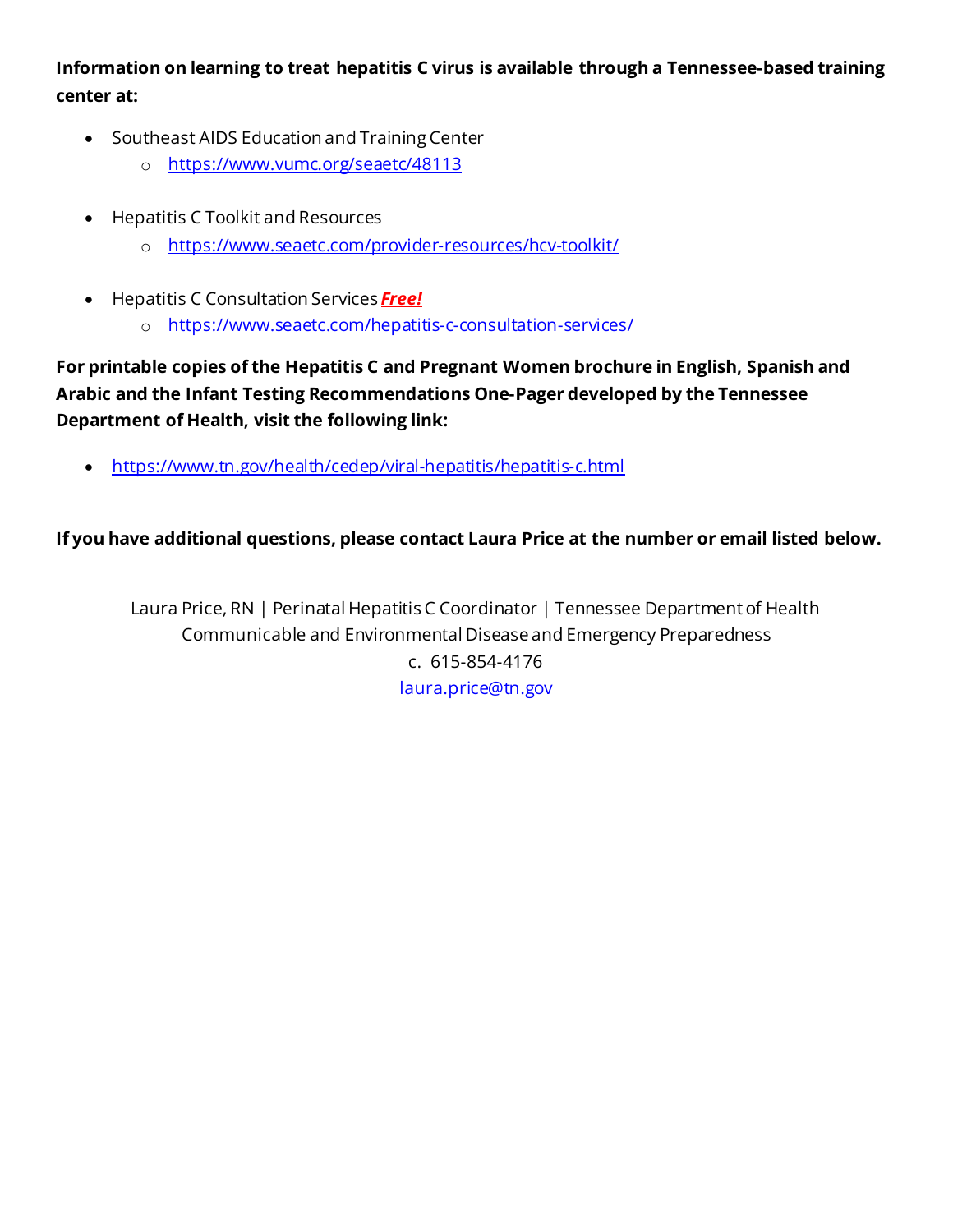**Information on learning to treat hepatitis C virus is available through a Tennessee-based training center at:**

- Southeast AIDS Education and Training Center
  - https://www.vumc.org/seaetc/48113

- Hepatitis C Toolkit and Resources
  - https://www.seaetc.com/provider-resources/hcv-toolkit/

- Hepatitis C Consultation Services ***Free!***
  - https://www.seaetc.com/hepatitis-c-consultation-services/

**For printable copies of the Hepatitis C and Pregnant Women brochure in English, Spanish and Arabic and the Infant Testing Recommendations One-Pager developed by the Tennessee Department of Health, visit the following link:**

- https://www.tn.gov/health/cedep/viral-hepatitis/hepatitis-c.html

**If you have additional questions, please contact Laura Price at the number or email listed below.**

Laura Price, RN | Perinatal Hepatitis C Coordinator | Tennessee Department of Health
Communicable and Environmental Disease and Emergency Preparedness
c. 615-854-4176
laura.price@tn.gov